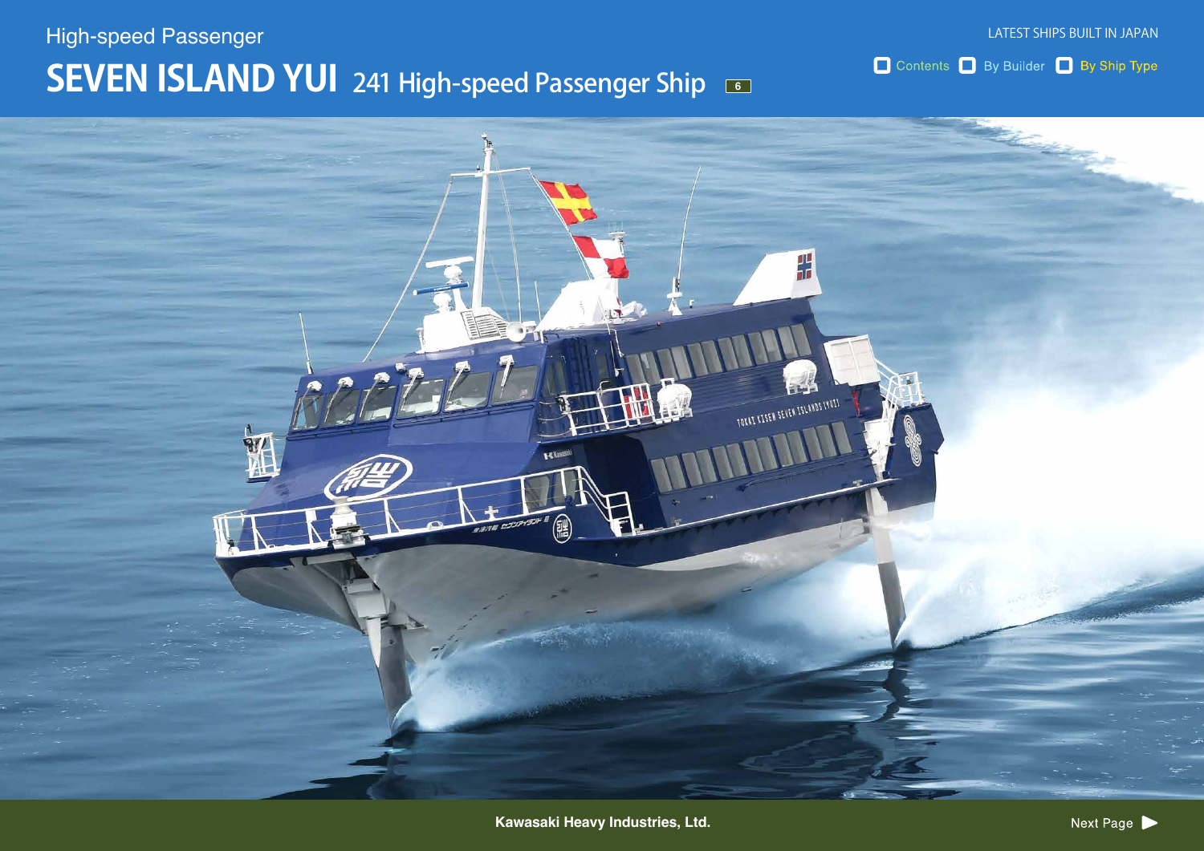High-speed Passenger

# SEVEN ISLAND YUI 241 High-speed Passenger Ship

LATEST SHIPS BUILT IN JAPAN

Contents  By Builder  By Ship Type

Kawasaki Heavy Industries, Ltd.

Next Page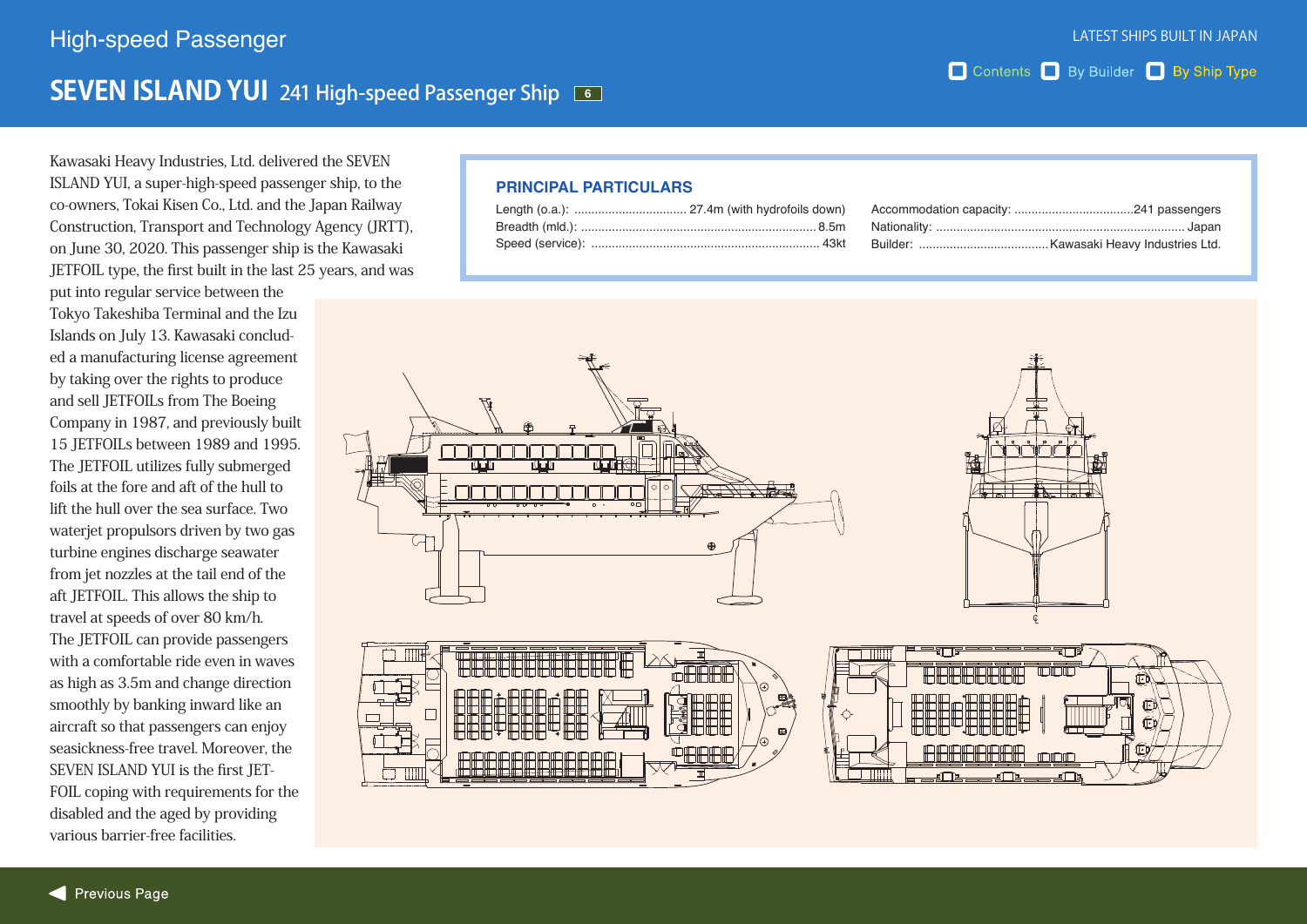High-speed Passenger

# SEVEN ISLAND YUI 241 High-speed Passenger Ship

Kawasaki Heavy Industries, Ltd. delivered the SEVEN ISLAND YUI, a super-high-speed passenger ship, to the co-owners, Tokai Kisen Co., Ltd. and the Japan Railway Construction, Transport and Technology Agency (JRTT), on June 30, 2020. This passenger ship is the Kawasaki JETFOIL type, the first built in the last 25 years, and was put into regular service between the Tokyo Takeshiba Terminal and the Izu Islands on July 13. Kawasaki concluded a manufacturing license agreement by taking over the rights to produce and sell JETFOILs from The Boeing Company in 1987, and previously built 15 JETFOILs between 1989 and 1995. The JETFOIL utilizes fully submerged foils at the fore and aft of the hull to lift the hull over the sea surface. Two waterjet propulsors driven by two gas turbine engines discharge seawater from jet nozzles at the tail end of the aft JETFOIL. This allows the ship to travel at speeds of over 80 km/h. The JETFOIL can provide passengers with a comfortable ride even in waves as high as 3.5m and change direction smoothly by banking inward like an aircraft so that passengers can enjoy seasickness-free travel. Moreover, the SEVEN ISLAND YUI is the first JETFOIL coping with requirements for the disabled and the aged by providing various barrier-free facilities.

## PRINCIPAL PARTICULARS

Length (o.a.): ................................ 27.4m (with hydrofoils down)
Breadth (mld.): .................................................................... 8.5m
Speed (service): .................................................................. 43kt
Accommodation capacity: ...................................241 passengers
Nationality: ........................................................................ Japan
Builder: ......................................Kawasaki Heavy Industries Ltd.